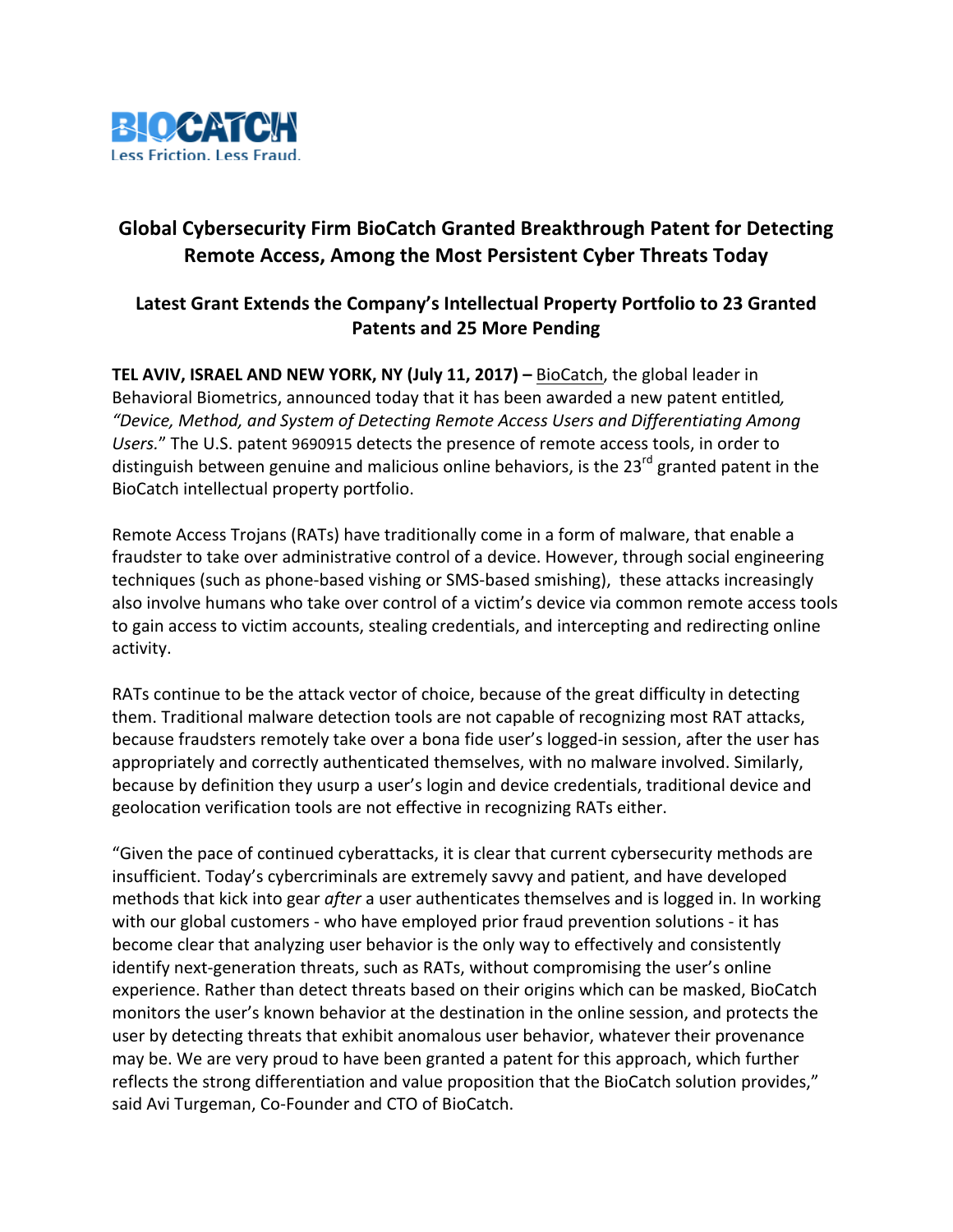BIOCATCH
Less Friction. Less Fraud.

# Global Cybersecurity Firm BioCatch Granted Breakthrough Patent for Detecting Remote Access, Among the Most Persistent Cyber Threats Today

## Latest Grant Extends the Company's Intellectual Property Portfolio to 23 Granted Patents and 25 More Pending

**TEL AVIV, ISRAEL AND NEW YORK, NY (July 11, 2017) –** BioCatch, the global leader in Behavioral Biometrics, announced today that it has been awarded a new patent entitled*, "Device, Method, and System of Detecting Remote Access Users and Differentiating Among Users."* The U.S. patent 9690915 detects the presence of remote access tools, in order to distinguish between genuine and malicious online behaviors, is the 23rd granted patent in the BioCatch intellectual property portfolio.

Remote Access Trojans (RATs) have traditionally come in a form of malware, that enable a fraudster to take over administrative control of a device. However, through social engineering techniques (such as phone-based vishing or SMS-based smishing), these attacks increasingly also involve humans who take over control of a victim's device via common remote access tools to gain access to victim accounts, stealing credentials, and intercepting and redirecting online activity.

RATs continue to be the attack vector of choice, because of the great difficulty in detecting them. Traditional malware detection tools are not capable of recognizing most RAT attacks, because fraudsters remotely take over a bona fide user's logged-in session, after the user has appropriately and correctly authenticated themselves, with no malware involved. Similarly, because by definition they usurp a user's login and device credentials, traditional device and geolocation verification tools are not effective in recognizing RATs either.

"Given the pace of continued cyberattacks, it is clear that current cybersecurity methods are insufficient. Today's cybercriminals are extremely savvy and patient, and have developed methods that kick into gear *after* a user authenticates themselves and is logged in. In working with our global customers - who have employed prior fraud prevention solutions - it has become clear that analyzing user behavior is the only way to effectively and consistently identify next-generation threats, such as RATs, without compromising the user's online experience. Rather than detect threats based on their origins which can be masked, BioCatch monitors the user's known behavior at the destination in the online session, and protects the user by detecting threats that exhibit anomalous user behavior, whatever their provenance may be. We are very proud to have been granted a patent for this approach, which further reflects the strong differentiation and value proposition that the BioCatch solution provides," said Avi Turgeman, Co-Founder and CTO of BioCatch.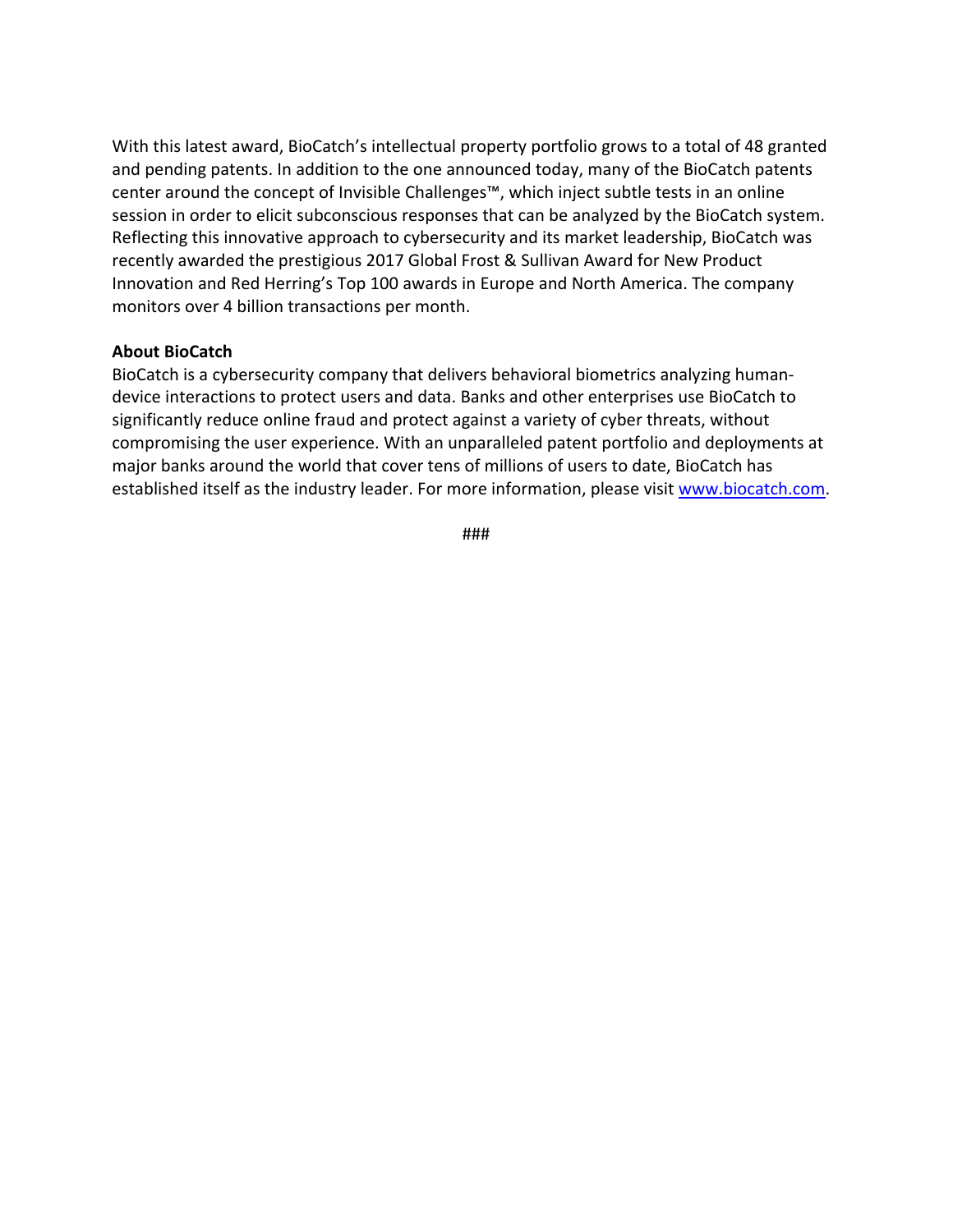With this latest award, BioCatch's intellectual property portfolio grows to a total of 48 granted and pending patents. In addition to the one announced today, many of the BioCatch patents center around the concept of Invisible Challenges™, which inject subtle tests in an online session in order to elicit subconscious responses that can be analyzed by the BioCatch system. Reflecting this innovative approach to cybersecurity and its market leadership, BioCatch was recently awarded the prestigious 2017 Global Frost & Sullivan Award for New Product Innovation and Red Herring's Top 100 awards in Europe and North America. The company monitors over 4 billion transactions per month.

**About BioCatch**

BioCatch is a cybersecurity company that delivers behavioral biometrics analyzing human-device interactions to protect users and data. Banks and other enterprises use BioCatch to significantly reduce online fraud and protect against a variety of cyber threats, without compromising the user experience. With an unparalleled patent portfolio and deployments at major banks around the world that cover tens of millions of users to date, BioCatch has established itself as the industry leader. For more information, please visit [www.biocatch.com](http://www.biocatch.com).

###